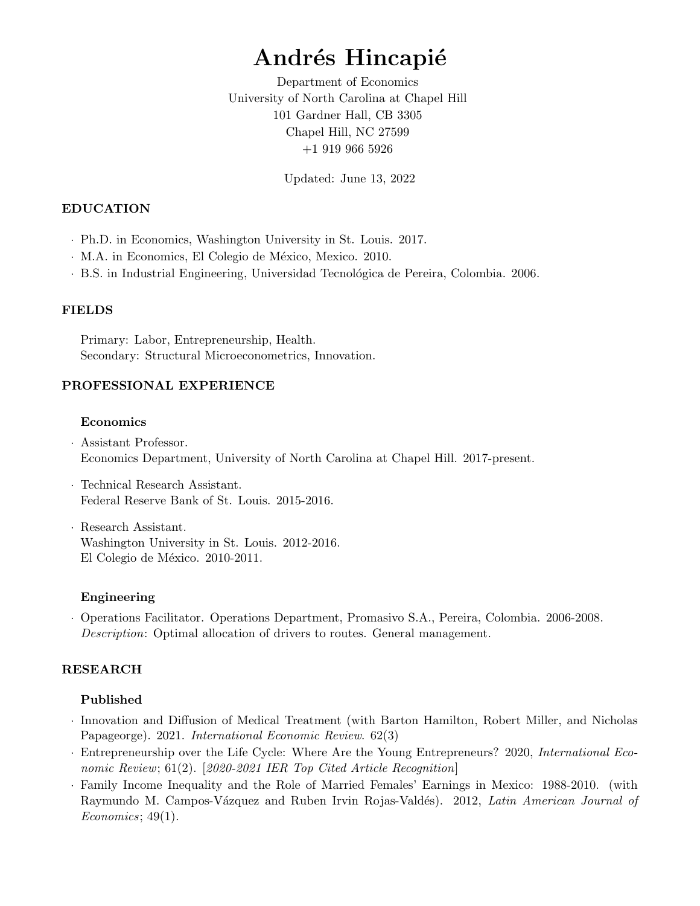# Andrés Hincapié

Department of Economics
University of North Carolina at Chapel Hill
101 Gardner Hall, CB 3305
Chapel Hill, NC 27599
+1 919 966 5926

Updated: June 13, 2022

## EDUCATION

- Ph.D. in Economics, Washington University in St. Louis. 2017.
- M.A. in Economics, El Colegio de México, Mexico. 2010.
- B.S. in Industrial Engineering, Universidad Tecnológica de Pereira, Colombia. 2006.

## FIELDS

Primary: Labor, Entrepreneurship, Health.
Secondary: Structural Microeconometrics, Innovation.

## PROFESSIONAL EXPERIENCE

### Economics

- Assistant Professor.
  Economics Department, University of North Carolina at Chapel Hill. 2017-present.
- Technical Research Assistant.
  Federal Reserve Bank of St. Louis. 2015-2016.
- Research Assistant.
  Washington University in St. Louis. 2012-2016.
  El Colegio de México. 2010-2011.

### Engineering

- Operations Facilitator. Operations Department, Promasivo S.A., Pereira, Colombia. 2006-2008.
  *Description*: Optimal allocation of drivers to routes. General management.

## RESEARCH

### Published

- Innovation and Diffusion of Medical Treatment (with Barton Hamilton, Robert Miller, and Nicholas Papageorge). 2021. *International Economic Review*. 62(3)
- Entrepreneurship over the Life Cycle: Where Are the Young Entrepreneurs? 2020, *International Economic Review*; 61(2). [*2020-2021 IER Top Cited Article Recognition*]
- Family Income Inequality and the Role of Married Females' Earnings in Mexico: 1988-2010. (with Raymundo M. Campos-Vázquez and Ruben Irvin Rojas-Valdés). 2012, *Latin American Journal of Economics*; 49(1).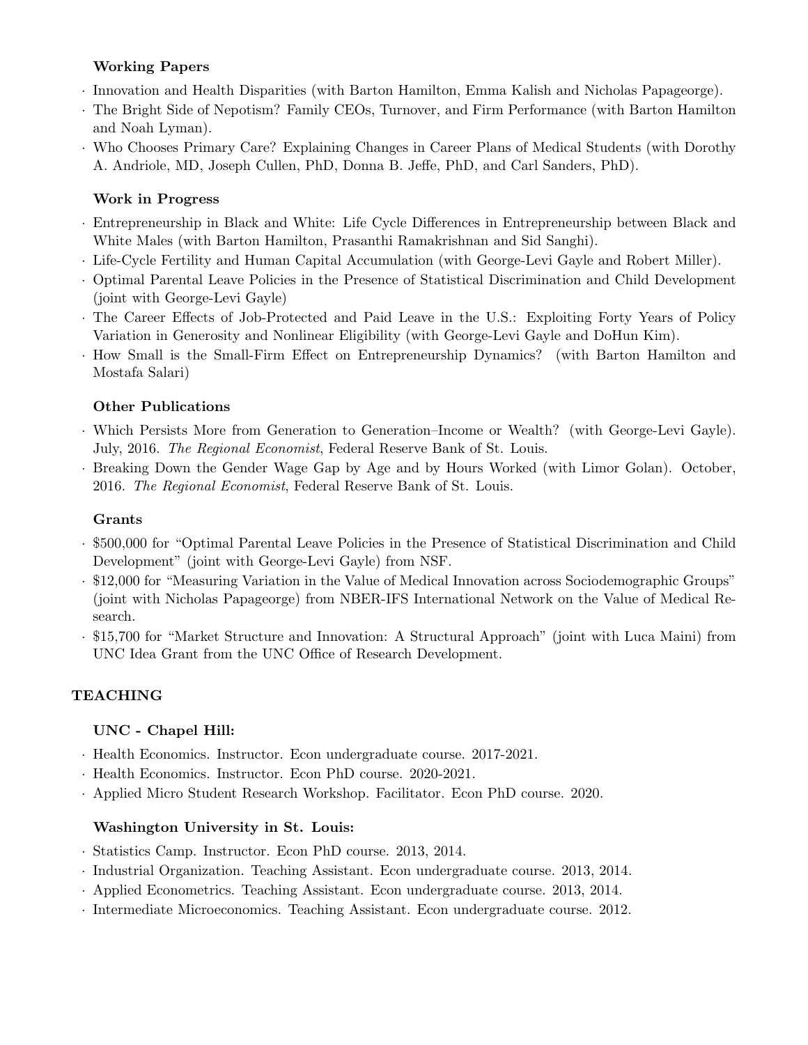### Working Papers

- Innovation and Health Disparities (with Barton Hamilton, Emma Kalish and Nicholas Papageorge).
- The Bright Side of Nepotism? Family CEOs, Turnover, and Firm Performance (with Barton Hamilton and Noah Lyman).
- Who Chooses Primary Care? Explaining Changes in Career Plans of Medical Students (with Dorothy A. Andriole, MD, Joseph Cullen, PhD, Donna B. Jeffe, PhD, and Carl Sanders, PhD).

### Work in Progress

- Entrepreneurship in Black and White: Life Cycle Differences in Entrepreneurship between Black and White Males (with Barton Hamilton, Prasanthi Ramakrishnan and Sid Sanghi).
- Life-Cycle Fertility and Human Capital Accumulation (with George-Levi Gayle and Robert Miller).
- Optimal Parental Leave Policies in the Presence of Statistical Discrimination and Child Development (joint with George-Levi Gayle)
- The Career Effects of Job-Protected and Paid Leave in the U.S.: Exploiting Forty Years of Policy Variation in Generosity and Nonlinear Eligibility (with George-Levi Gayle and DoHun Kim).
- How Small is the Small-Firm Effect on Entrepreneurship Dynamics? (with Barton Hamilton and Mostafa Salari)

### Other Publications

- Which Persists More from Generation to Generation–Income or Wealth? (with George-Levi Gayle). July, 2016. *The Regional Economist*, Federal Reserve Bank of St. Louis.
- Breaking Down the Gender Wage Gap by Age and by Hours Worked (with Limor Golan). October, 2016. *The Regional Economist*, Federal Reserve Bank of St. Louis.

### Grants

- $500,000 for "Optimal Parental Leave Policies in the Presence of Statistical Discrimination and Child Development" (joint with George-Levi Gayle) from NSF.
- $12,000 for "Measuring Variation in the Value of Medical Innovation across Sociodemographic Groups" (joint with Nicholas Papageorge) from NBER-IFS International Network on the Value of Medical Research.
- $15,700 for "Market Structure and Innovation: A Structural Approach" (joint with Luca Maini) from UNC Idea Grant from the UNC Office of Research Development.

## TEACHING

### UNC - Chapel Hill:

- Health Economics. Instructor. Econ undergraduate course. 2017-2021.
- Health Economics. Instructor. Econ PhD course. 2020-2021.
- Applied Micro Student Research Workshop. Facilitator. Econ PhD course. 2020.

### Washington University in St. Louis:

- Statistics Camp. Instructor. Econ PhD course. 2013, 2014.
- Industrial Organization. Teaching Assistant. Econ undergraduate course. 2013, 2014.
- Applied Econometrics. Teaching Assistant. Econ undergraduate course. 2013, 2014.
- Intermediate Microeconomics. Teaching Assistant. Econ undergraduate course. 2012.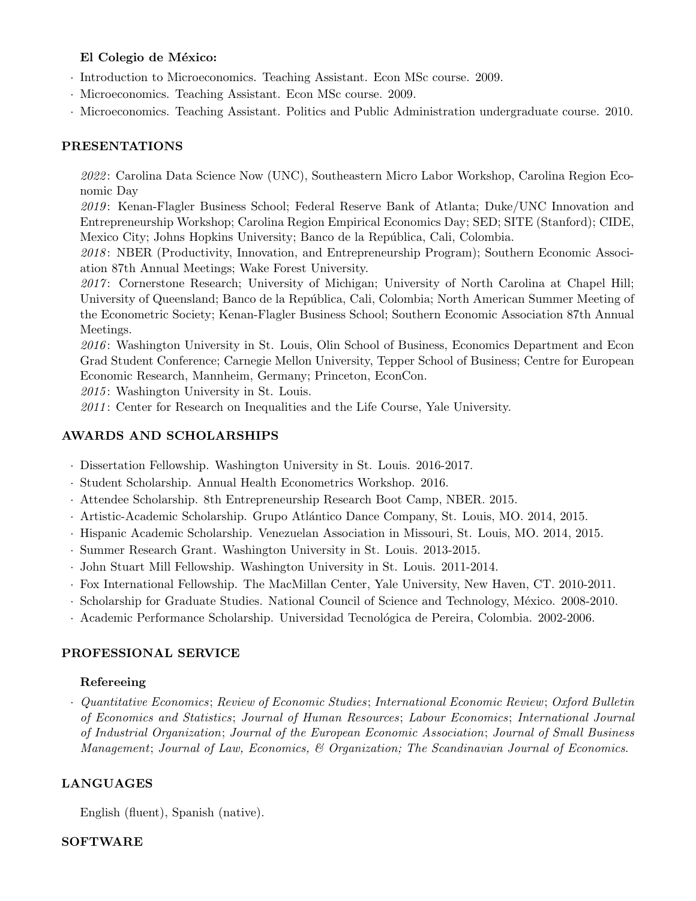**El Colegio de México:**

- Introduction to Microeconomics. Teaching Assistant. Econ MSc course. 2009.
- Microeconomics. Teaching Assistant. Econ MSc course. 2009.
- Microeconomics. Teaching Assistant. Politics and Public Administration undergraduate course. 2010.

## PRESENTATIONS

*2022*: Carolina Data Science Now (UNC), Southeastern Micro Labor Workshop, Carolina Region Economic Day

*2019*: Kenan-Flagler Business School; Federal Reserve Bank of Atlanta; Duke/UNC Innovation and Entrepreneurship Workshop; Carolina Region Empirical Economics Day; SED; SITE (Stanford); CIDE, Mexico City; Johns Hopkins University; Banco de la República, Cali, Colombia.

*2018*: NBER (Productivity, Innovation, and Entrepreneurship Program); Southern Economic Association 87th Annual Meetings; Wake Forest University.

*2017*: Cornerstone Research; University of Michigan; University of North Carolina at Chapel Hill; University of Queensland; Banco de la República, Cali, Colombia; North American Summer Meeting of the Econometric Society; Kenan-Flagler Business School; Southern Economic Association 87th Annual Meetings.

*2016*: Washington University in St. Louis, Olin School of Business, Economics Department and Econ Grad Student Conference; Carnegie Mellon University, Tepper School of Business; Centre for European Economic Research, Mannheim, Germany; Princeton, EconCon.

*2015*: Washington University in St. Louis.

*2011*: Center for Research on Inequalities and the Life Course, Yale University.

## AWARDS AND SCHOLARSHIPS

- Dissertation Fellowship. Washington University in St. Louis. 2016-2017.
- Student Scholarship. Annual Health Econometrics Workshop. 2016.
- Attendee Scholarship. 8th Entrepreneurship Research Boot Camp, NBER. 2015.
- Artistic-Academic Scholarship. Grupo Atlántico Dance Company, St. Louis, MO. 2014, 2015.
- Hispanic Academic Scholarship. Venezuelan Association in Missouri, St. Louis, MO. 2014, 2015.
- Summer Research Grant. Washington University in St. Louis. 2013-2015.
- John Stuart Mill Fellowship. Washington University in St. Louis. 2011-2014.
- Fox International Fellowship. The MacMillan Center, Yale University, New Haven, CT. 2010-2011.
- Scholarship for Graduate Studies. National Council of Science and Technology, México. 2008-2010.
- Academic Performance Scholarship. Universidad Tecnológica de Pereira, Colombia. 2002-2006.

## PROFESSIONAL SERVICE

**Refereeing**

- *Quantitative Economics*; *Review of Economic Studies*; *International Economic Review*; *Oxford Bulletin of Economics and Statistics*; *Journal of Human Resources*; *Labour Economics*; *International Journal of Industrial Organization*; *Journal of the European Economic Association*; *Journal of Small Business Management*; *Journal of Law, Economics, & Organization; The Scandinavian Journal of Economics*.

## LANGUAGES

English (fluent), Spanish (native).

## SOFTWARE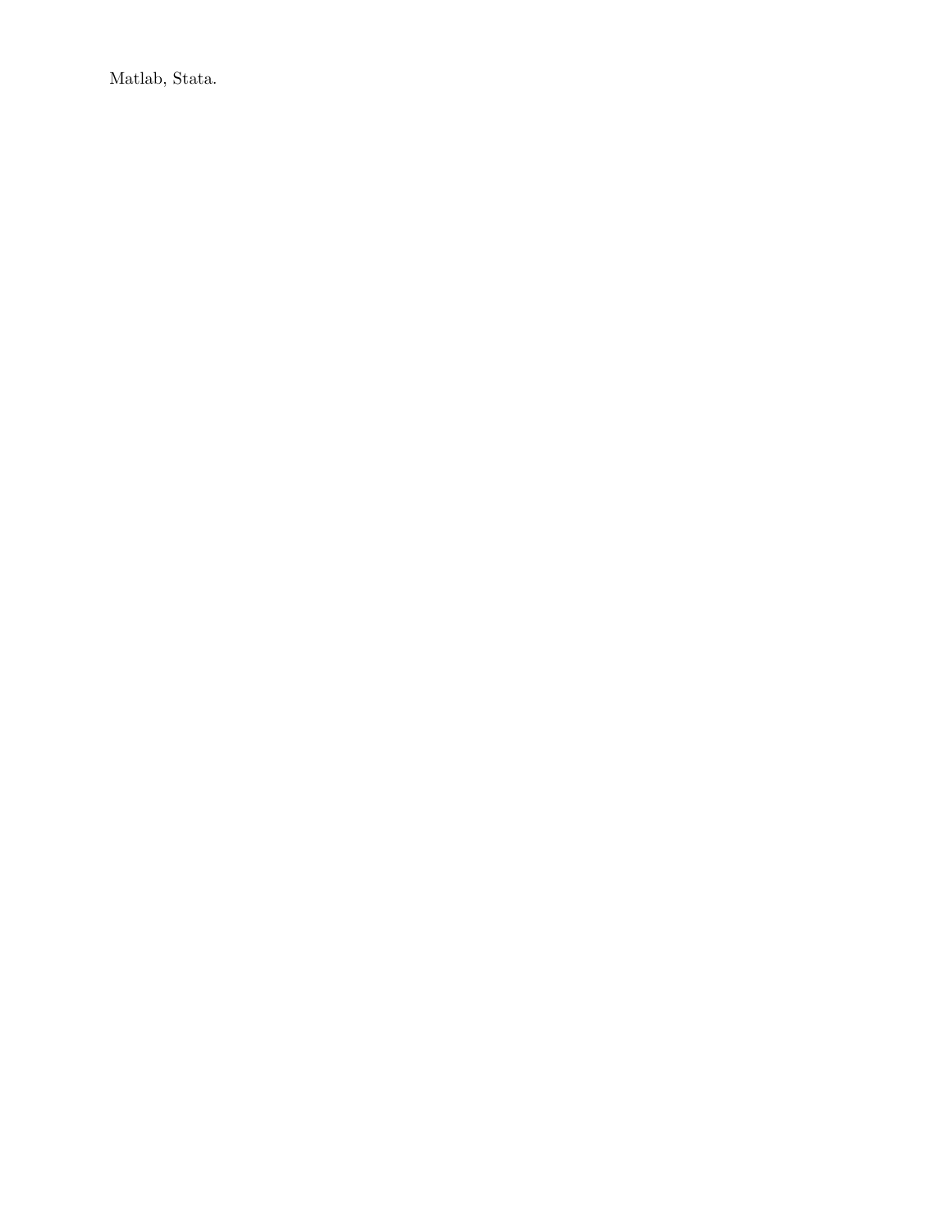Matlab, Stata.